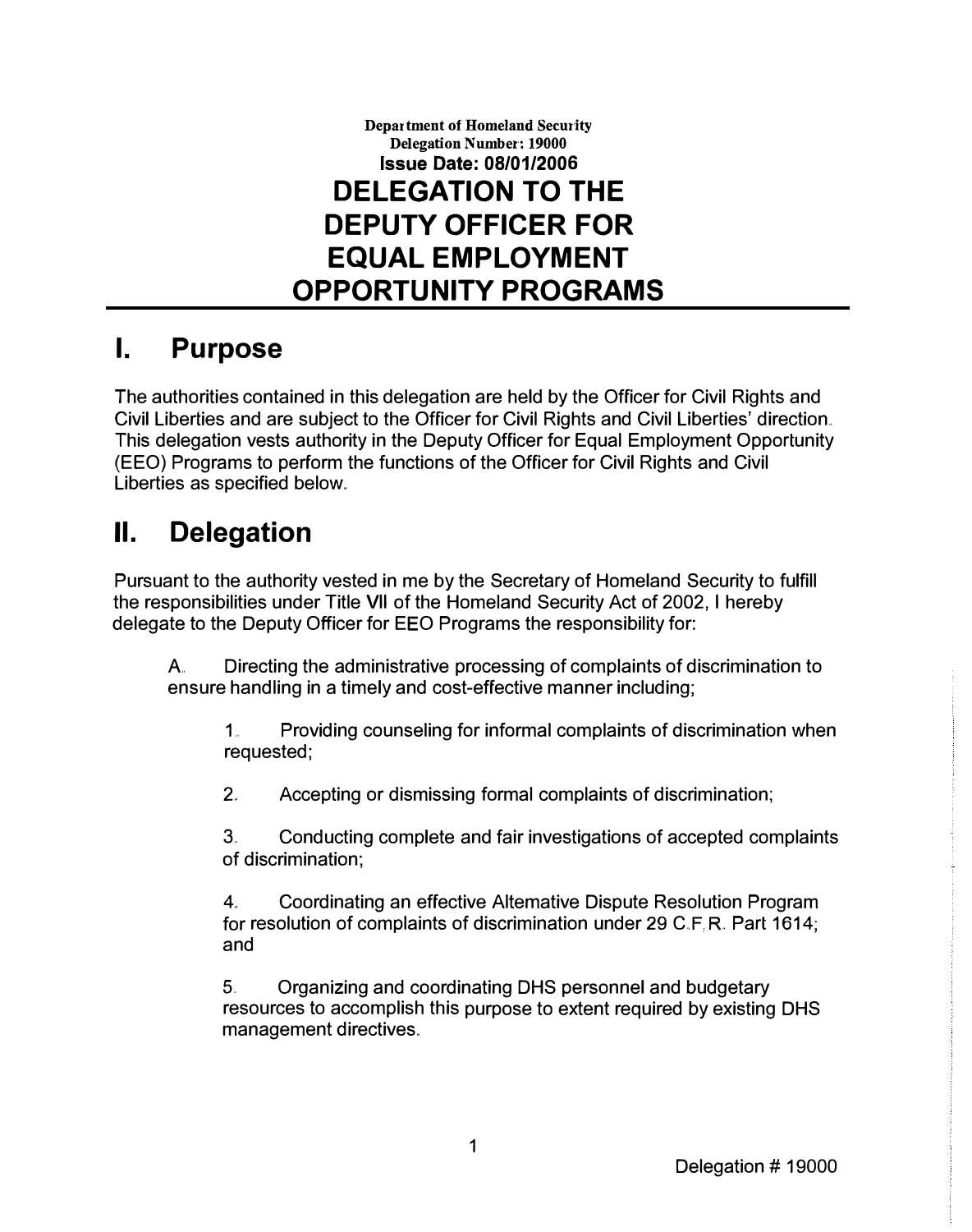Department of Homeland Security
Delegation Number: 19000
**Issue Date: 08/01/2006**

# DELEGATION TO THE DEPUTY OFFICER FOR EQUAL EMPLOYMENT OPPORTUNITY PROGRAMS

## I. Purpose

The authorities contained in this delegation are held by the Officer for Civil Rights and Civil Liberties and are subject to the Officer for Civil Rights and Civil Liberties' direction. This delegation vests authority in the Deputy Officer for Equal Employment Opportunity (EEO) Programs to perform the functions of the Officer for Civil Rights and Civil Liberties as specified below.

## II. Delegation

Pursuant to the authority vested in me by the Secretary of Homeland Security to fulfill the responsibilities under Title VII of the Homeland Security Act of 2002, I hereby delegate to the Deputy Officer for EEO Programs the responsibility for:

A. Directing the administrative processing of complaints of discrimination to ensure handling in a timely and cost-effective manner including;

1. Providing counseling for informal complaints of discrimination when requested;

2. Accepting or dismissing formal complaints of discrimination;

3. Conducting complete and fair investigations of accepted complaints of discrimination;

4. Coordinating an effective Altemative Dispute Resolution Program for resolution of complaints of discrimination under 29 C.F.R. Part 1614; and

5. Organizing and coordinating DHS personnel and budgetary resources to accomplish this purpose to extent required by existing DHS management directives.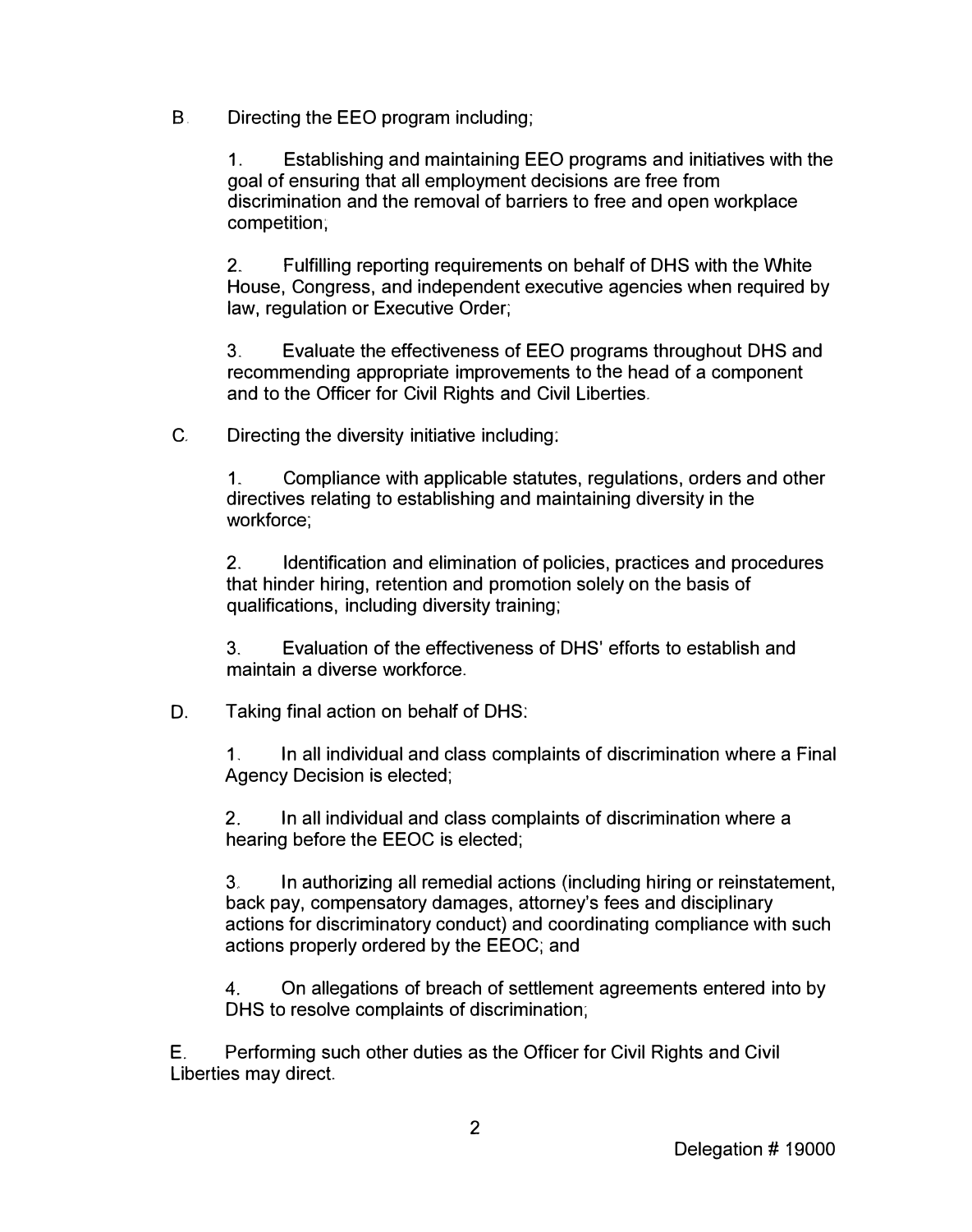B. Directing the EEO program including;

1. Establishing and maintaining EEO programs and initiatives with the goal of ensuring that all employment decisions are free from discrimination and the removal of barriers to free and open workplace competition;

2. Fulfilling reporting requirements on behalf of DHS with the White House, Congress, and independent executive agencies when required by law, regulation or Executive Order;

3. Evaluate the effectiveness of EEO programs throughout DHS and recommending appropriate improvements to the head of a component and to the Officer for Civil Rights and Civil Liberties.

C. Directing the diversity initiative including:

1. Compliance with applicable statutes, regulations, orders and other directives relating to establishing and maintaining diversity in the workforce;

2. Identification and elimination of policies, practices and procedures that hinder hiring, retention and promotion solely on the basis of qualifications, including diversity training;

3. Evaluation of the effectiveness of DHS' efforts to establish and maintain a diverse workforce.

D. Taking final action on behalf of DHS:

1. In all individual and class complaints of discrimination where a Final Agency Decision is elected;

2. In all individual and class complaints of discrimination where a hearing before the EEOC is elected;

3. In authorizing all remedial actions (including hiring or reinstatement, back pay, compensatory damages, attorney's fees and disciplinary actions for discriminatory conduct) and coordinating compliance with such actions properly ordered by the EEOC; and

4. On allegations of breach of settlement agreements entered into by DHS to resolve complaints of discrimination;

E. Performing such other duties as the Officer for Civil Rights and Civil Liberties may direct.

Delegation # 19000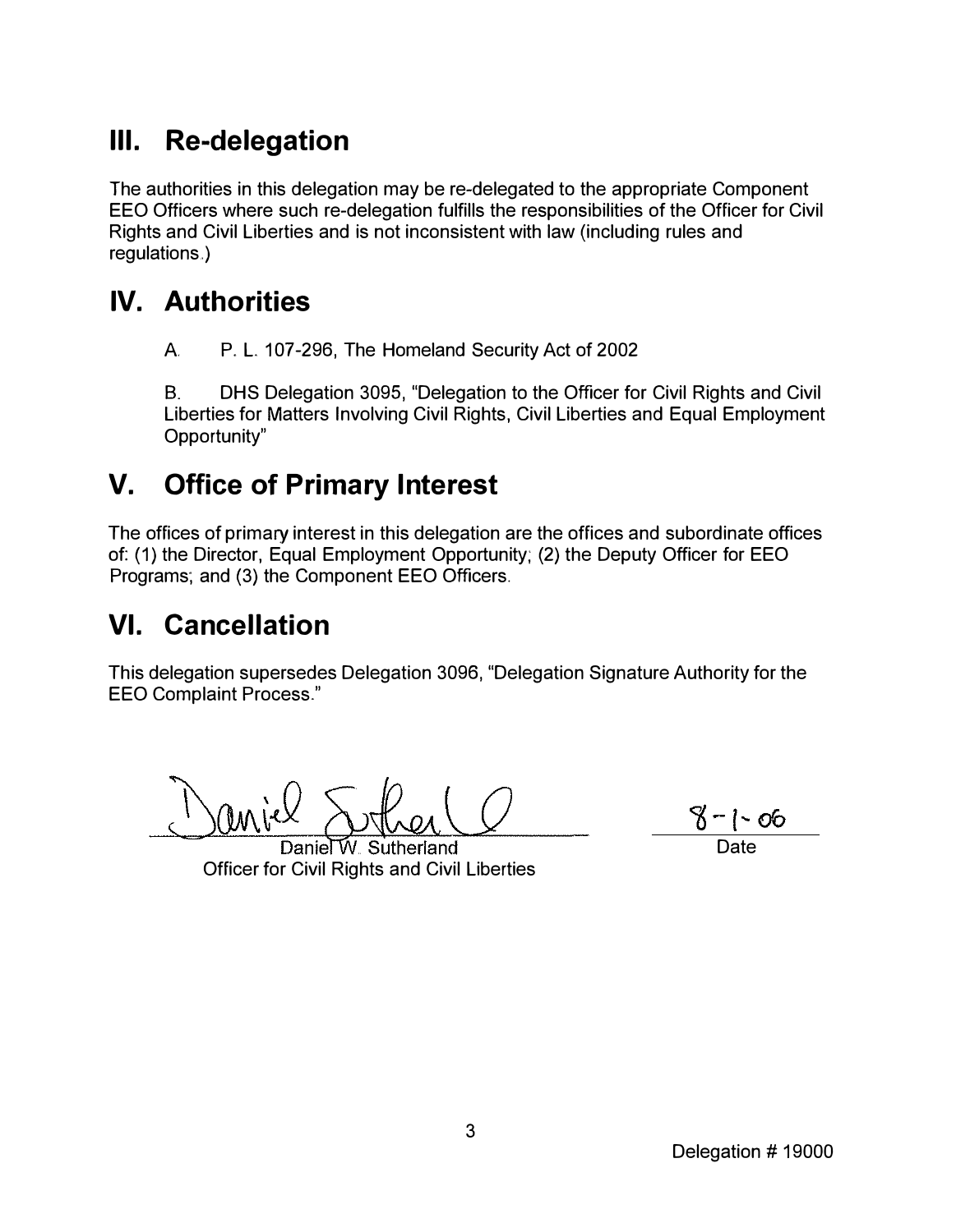## III. Re-delegation

The authorities in this delegation may be re-delegated to the appropriate Component EEO Officers where such re-delegation fulfills the responsibilities of the Officer for Civil Rights and Civil Liberties and is not inconsistent with law (including rules and regulations.)

## IV. Authorities

A. P. L. 107-296, The Homeland Security Act of 2002

B. DHS Delegation 3095, "Delegation to the Officer for Civil Rights and Civil Liberties for Matters Involving Civil Rights, Civil Liberties and Equal Employment Opportunity"

## V. Office of Primary Interest

The offices of primary interest in this delegation are the offices and subordinate offices of: (1) the Director, Equal Employment Opportunity; (2) the Deputy Officer for EEO Programs; and (3) the Component EEO Officers.

## VI. Cancellation

This delegation supersedes Delegation 3096, "Delegation Signature Authority for the EEO Complaint Process."

Daniel W. Sutherland
Officer for Civil Rights and Civil Liberties

8-1-06
Date

Delegation # 19000